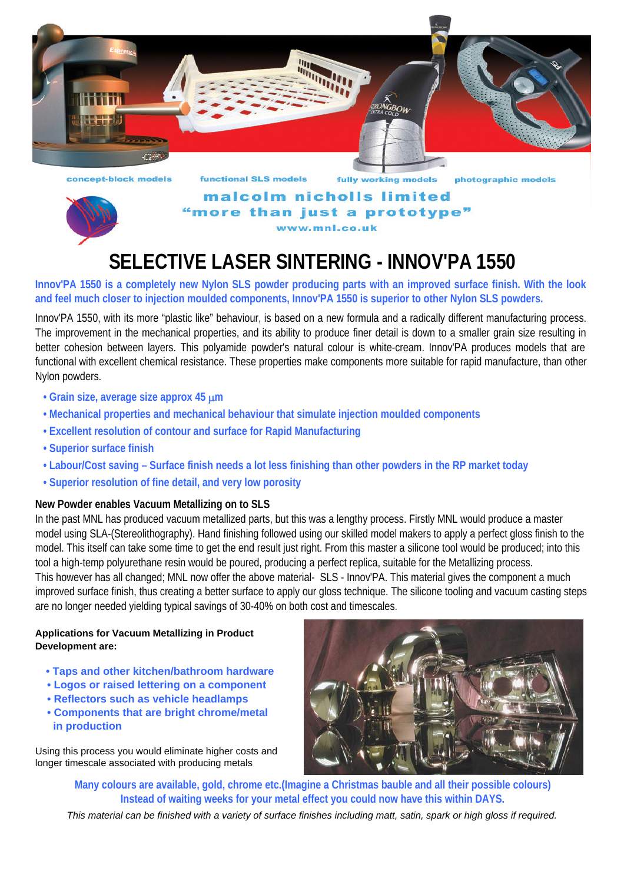concept-block models functional SLS models fully working models photographic models

**malcolm nicholls limited**

**"more than just a prototype"**

**www.mnl.co.uk**

# SELECTIVE LASER SINTERING - INNOV'PA 1550

**Innov'PA 1550 is a completely new Nylon SLS powder producing parts with an improved surface finish. With the look and feel much closer to injection moulded components, Innov'PA 1550 is superior to other Nylon SLS powders.**

Innov'PA 1550, with its more "plastic like" behaviour, is based on a new formula and a radically different manufacturing process. The improvement in the mechanical properties, and its ability to produce finer detail is down to a smaller grain size resulting in better cohesion between layers. This polyamide powder's natural colour is white-cream. Innov'PA produces models that are functional with excellent chemical resistance. These properties make components more suitable for rapid manufacture, than other Nylon powders.

- **Grain size, average size approx 45 μm**
- **Mechanical properties and mechanical behaviour that simulate injection moulded components**
- **Excellent resolution of contour and surface for Rapid Manufacturing**
- **Superior surface finish**
- **Labour/Cost saving – Surface finish needs a lot less finishing than other powders in the RP market today**
- **Superior resolution of fine detail, and very low porosity**

### New Powder enables Vacuum Metallizing on to SLS

In the past MNL has produced vacuum metallized parts, but this was a lengthy process. Firstly MNL would produce a master model using SLA-(Stereolithography). Hand finishing followed using our skilled model makers to apply a perfect gloss finish to the model. This itself can take some time to get the end result just right. From this master a silicone tool would be produced; into this tool a high-temp polyurethane resin would be poured, producing a perfect replica, suitable for the Metallizing process.
This however has all changed; MNL now offer the above material- SLS - Innov'PA. This material gives the component a much improved surface finish, thus creating a better surface to apply our gloss technique. The silicone tooling and vacuum casting steps are no longer needed yielding typical savings of 30-40% on both cost and timescales.

**Applications for Vacuum Metallizing in Product Development are:**

- **Taps and other kitchen/bathroom hardware**
- **Logos or raised lettering on a component**
- **Reflectors such as vehicle headlamps**
- **Components that are bright chrome/metal in production**

Using this process you would eliminate higher costs and longer timescale associated with producing metals

**Many colours are available, gold, chrome etc.(Imagine a Christmas bauble and all their possible colours)**
**Instead of waiting weeks for your metal effect you could now have this within DAYS.**

*This material can be finished with a variety of surface finishes including matt, satin, spark or high gloss if required.*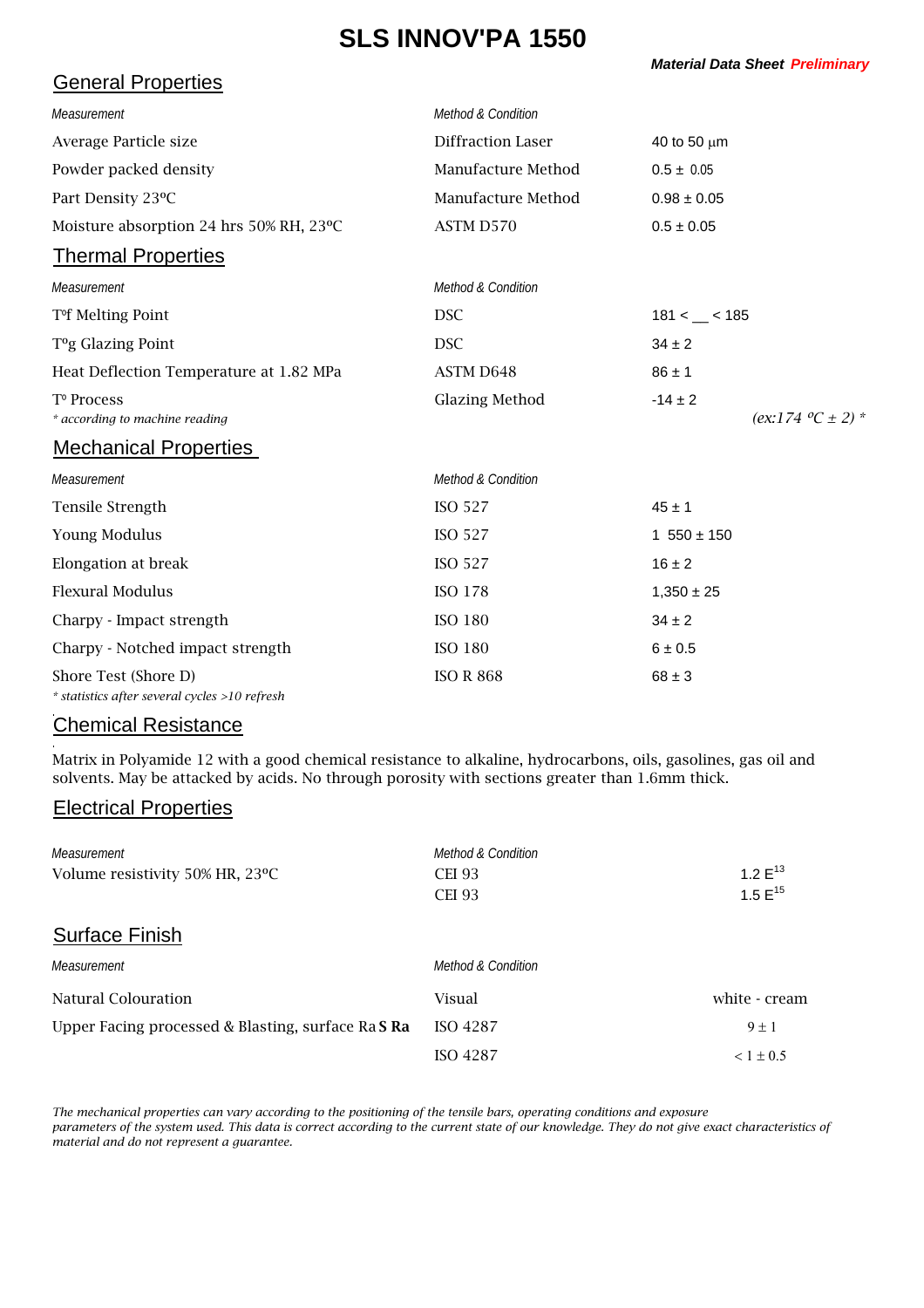# SLS INNOV'PA 1550

***Material Data Sheet** Preliminary*

## General Properties

| *Measurement* | *Method & Condition* | |
|---|---|---|
| Average Particle size | Diffraction Laser | 40 to 50 µm |
| Powder packed density | Manufacture Method | 0.5 ± 0.05 |
| Part Density 23ºC | Manufacture Method | 0.98 ± 0.05 |
| Moisture absorption 24 hrs 50% RH, 23ºC | ASTM D570 | 0.5 ± 0.05 |

## Thermal Properties

| *Measurement* | *Method & Condition* | | |
|---|---|---|---|
| Tºf Melting Point | DSC | 181 < __ < 185 | |
| Tºg Glazing Point | DSC | 34 ± 2 | |
| Heat Deflection Temperature at 1.82 MPa | ASTM D648 | 86 ± 1 | |
| Tº Process<br>*\* according to machine reading* | Glazing Method | -14 ± 2 | *(ex:174 ºC ± 2) \** |

## Mechanical Properties

| *Measurement* | *Method & Condition* | |
|---|---|---|
| Tensile Strength | ISO 527 | 45 ± 1 |
| Young Modulus | ISO 527 | 1 550 ± 150 |
| Elongation at break | ISO 527 | 16 ± 2 |
| Flexural Modulus | ISO 178 | 1,350 ± 25 |
| Charpy - Impact strength | ISO 180 | 34 ± 2 |
| Charpy - Notched impact strength | ISO 180 | 6 ± 0.5 |
| Shore Test (Shore D) | ISO R 868 | 68 ± 3 |

*\* statistics after several cycles >10 refresh*

## Chemical Resistance

Matrix in Polyamide 12 with a good chemical resistance to alkaline, hydrocarbons, oils, gasolines, gas oil and solvents. May be attacked by acids. No through porosity with sections greater than 1.6mm thick.

## Electrical Properties

| *Measurement* | *Method & Condition* | |
|---|---|---|
| Volume resistivity 50% HR, 23ºC | CEI 93 | 1.2 $E^{13}$ |
| | CEI 93 | 1.5 $E^{15}$ |

## Surface Finish

| *Measurement* | *Method & Condition* | |
|---|---|---|
| Natural Colouration | Visual | white - cream |
| Upper Facing processed & Blasting, surface Ra **S Ra** | ISO 4287 | 9 ± 1 |
| | ISO 4287 | < 1 ± 0.5 |

*The mechanical properties can vary according to the positioning of the tensile bars, operating conditions and exposure parameters of the system used. This data is correct according to the current state of our knowledge. They do not give exact characteristics of material and do not represent a guarantee.*